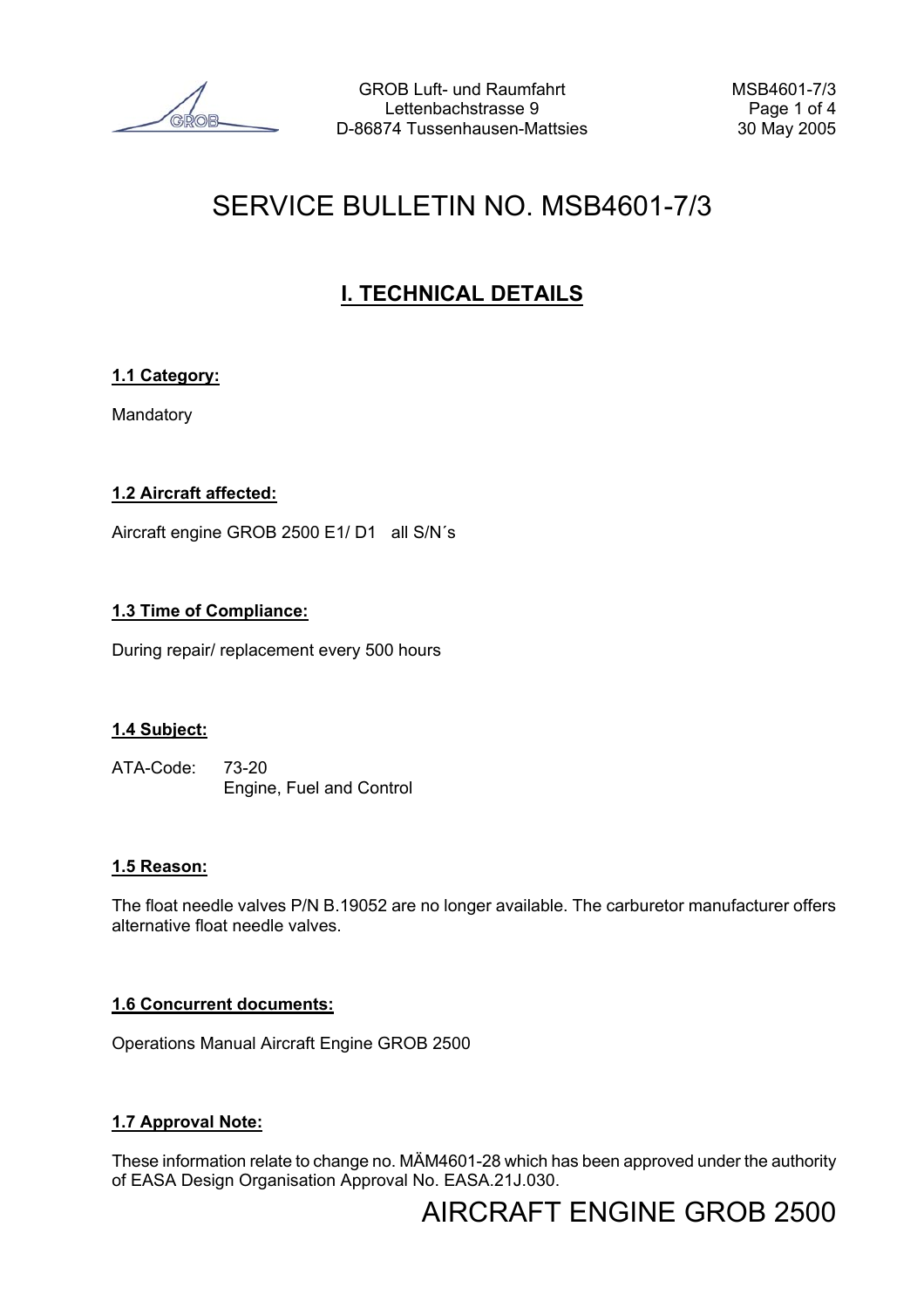# SERVICE BULLETIN NO. MSB4601-7/3

## I. TECHNICAL DETAILS

**1.1 Category:**

Mandatory

**1.2 Aircraft affected:**

Aircraft engine GROB 2500 E1/ D1 all S/N´s

**1.3 Time of Compliance:**

During repair/ replacement every 500 hours

**1.4 Subject:**

ATA-Code: 73-20
Engine, Fuel and Control

**1.5 Reason:**

The float needle valves P/N B.19052 are no longer available. The carburetor manufacturer offers alternative float needle valves.

**1.6 Concurrent documents:**

Operations Manual Aircraft Engine GROB 2500

**1.7 Approval Note:**

These information relate to change no. MÄM4601-28 which has been approved under the authority of EASA Design Organisation Approval No. EASA.21J.030.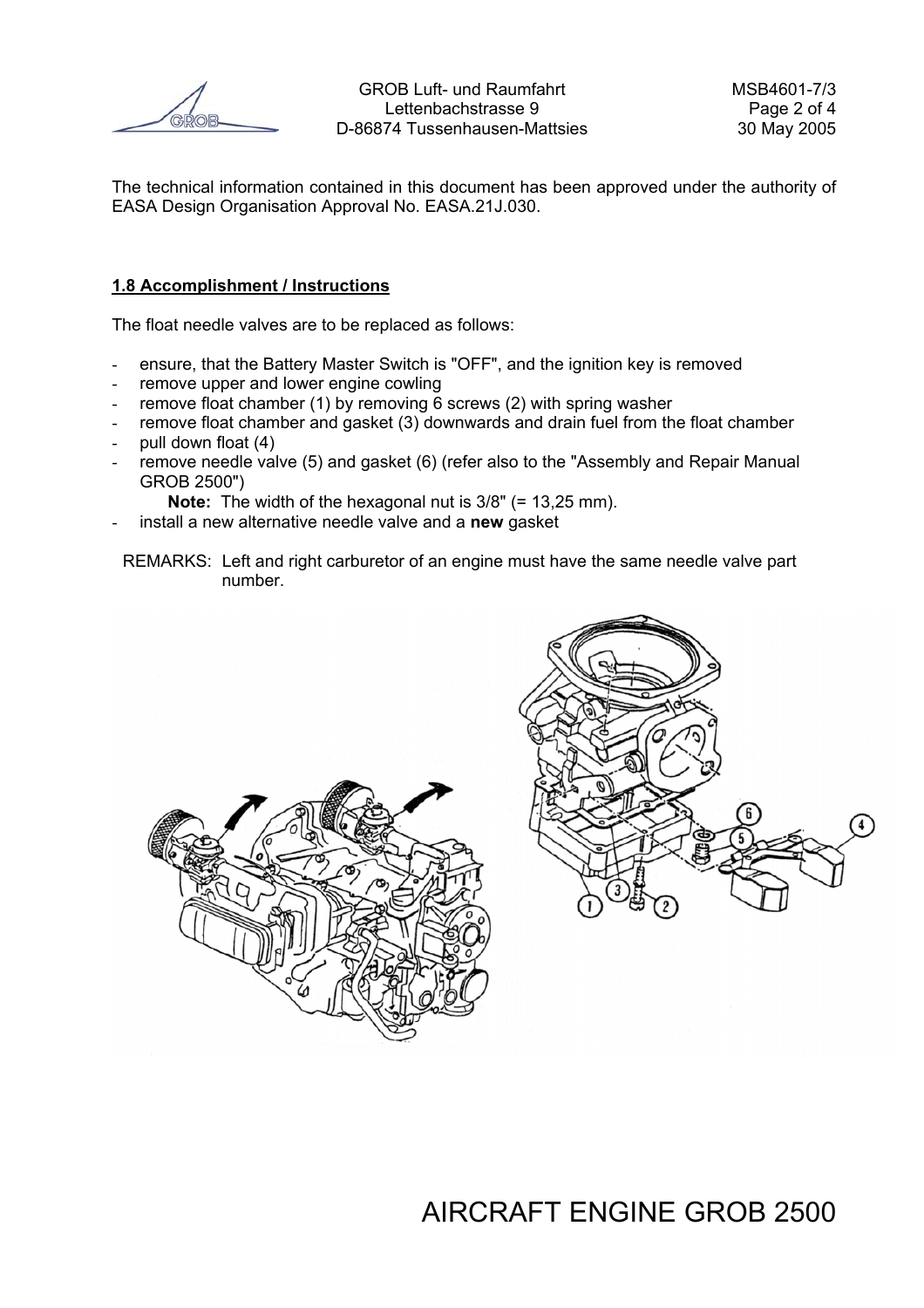The technical information contained in this document has been approved under the authority of EASA Design Organisation Approval No. EASA.21J.030.

**1.8 Accomplishment / Instructions**

The float needle valves are to be replaced as follows:

- ensure, that the Battery Master Switch is "OFF", and the ignition key is removed
- remove upper and lower engine cowling
- remove float chamber (1) by removing 6 screws (2) with spring washer
- remove float chamber and gasket (3) downwards and drain fuel from the float chamber
- pull down float (4)
- remove needle valve (5) and gasket (6) (refer also to the "Assembly and Repair Manual GROB 2500")

  **Note:** The width of the hexagonal nut is 3/8" (= 13,25 mm).
- install a new alternative needle valve and a **new** gasket

REMARKS: Left and right carburetor of an engine must have the same needle valve part number.

AIRCRAFT ENGINE GROB 2500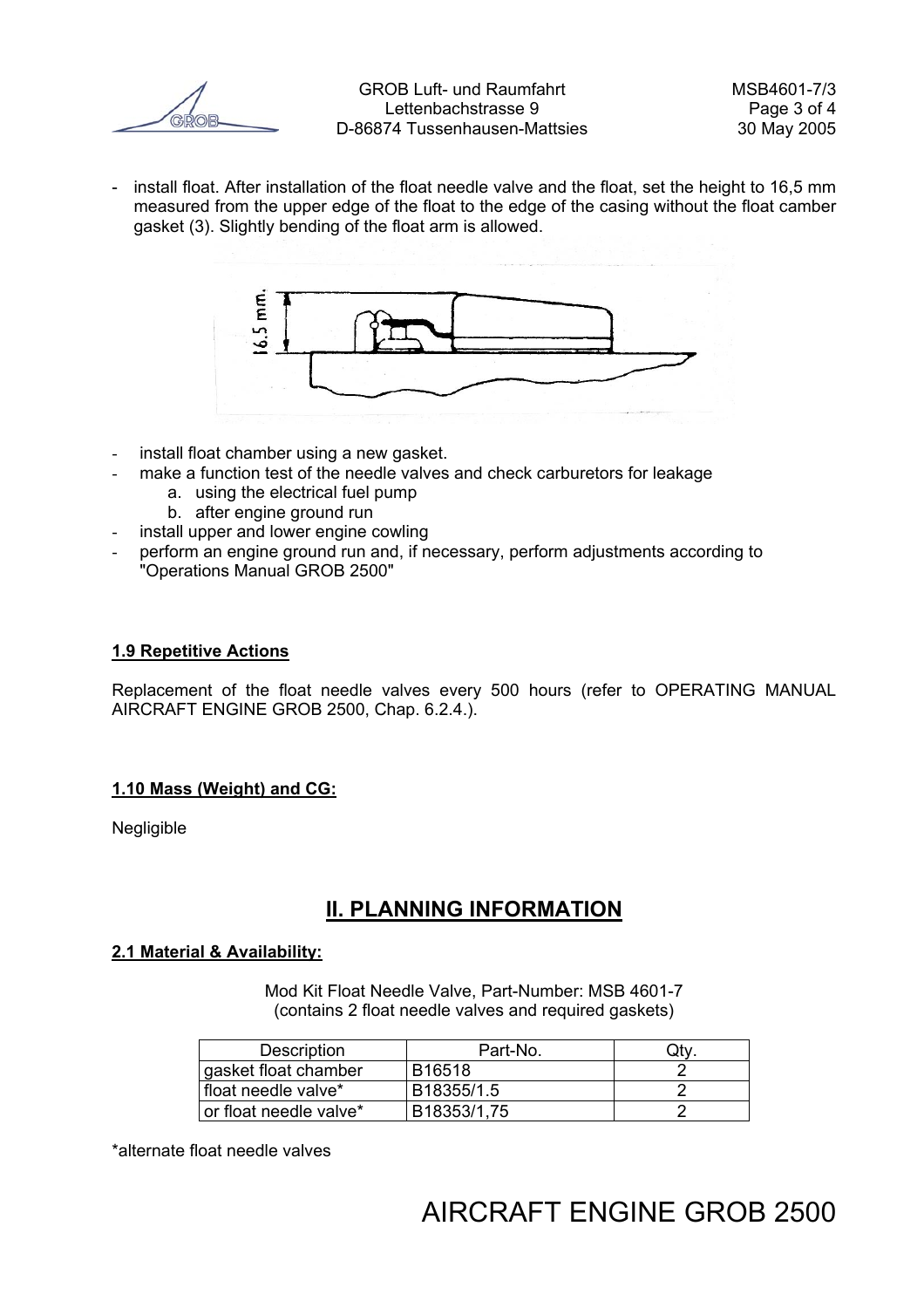- install float. After installation of the float needle valve and the float, set the height to 16,5 mm measured from the upper edge of the float to the edge of the casing without the float camber gasket (3). Slightly bending of the float arm is allowed.

- install float chamber using a new gasket.
- make a function test of the needle valves and check carburetors for leakage
    a. using the electrical fuel pump
    b. after engine ground run
- install upper and lower engine cowling
- perform an engine ground run and, if necessary, perform adjustments according to "Operations Manual GROB 2500"

**1.9 Repetitive Actions**

Replacement of the float needle valves every 500 hours (refer to OPERATING MANUAL AIRCRAFT ENGINE GROB 2500, Chap. 6.2.4.).

**1.10 Mass (Weight) and CG:**

Negligible

## II. PLANNING INFORMATION

**2.1 Material & Availability:**

Mod Kit Float Needle Valve, Part-Number: MSB 4601-7
(contains 2 float needle valves and required gaskets)

| Description | Part-No. | Qty. |
|---|---|---|
| gasket float chamber | B16518 | 2 |
| float needle valve* | B18355/1.5 | 2 |
| or float needle valve* | B18353/1,75 | 2 |

*alternate float needle valves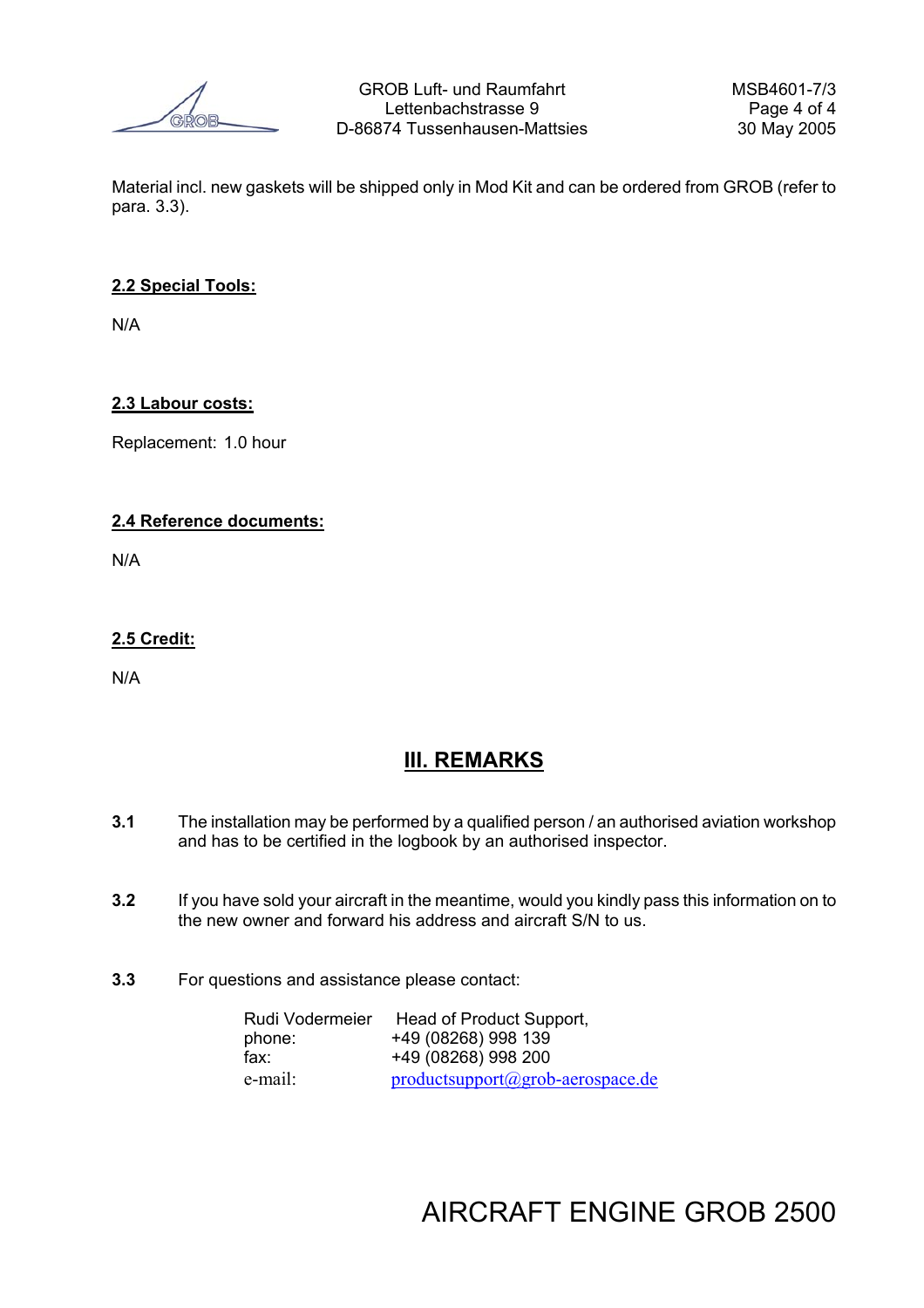Material incl. new gaskets will be shipped only in Mod Kit and can be ordered from GROB (refer to para. 3.3).

**2.2 Special Tools:**

N/A

**2.3 Labour costs:**

Replacement: 1.0 hour

**2.4 Reference documents:**

N/A

**2.5 Credit:**

N/A

## III. REMARKS

**3.1** The installation may be performed by a qualified person / an authorised aviation workshop and has to be certified in the logbook by an authorised inspector.

**3.2** If you have sold your aircraft in the meantime, would you kindly pass this information on to the new owner and forward his address and aircraft S/N to us.

**3.3** For questions and assistance please contact:

Rudi Vodermeier Head of Product Support,
phone: +49 (08268) 998 139
fax: +49 (08268) 998 200
e-mail: productsupport@grob-aerospace.de

AIRCRAFT ENGINE GROB 2500